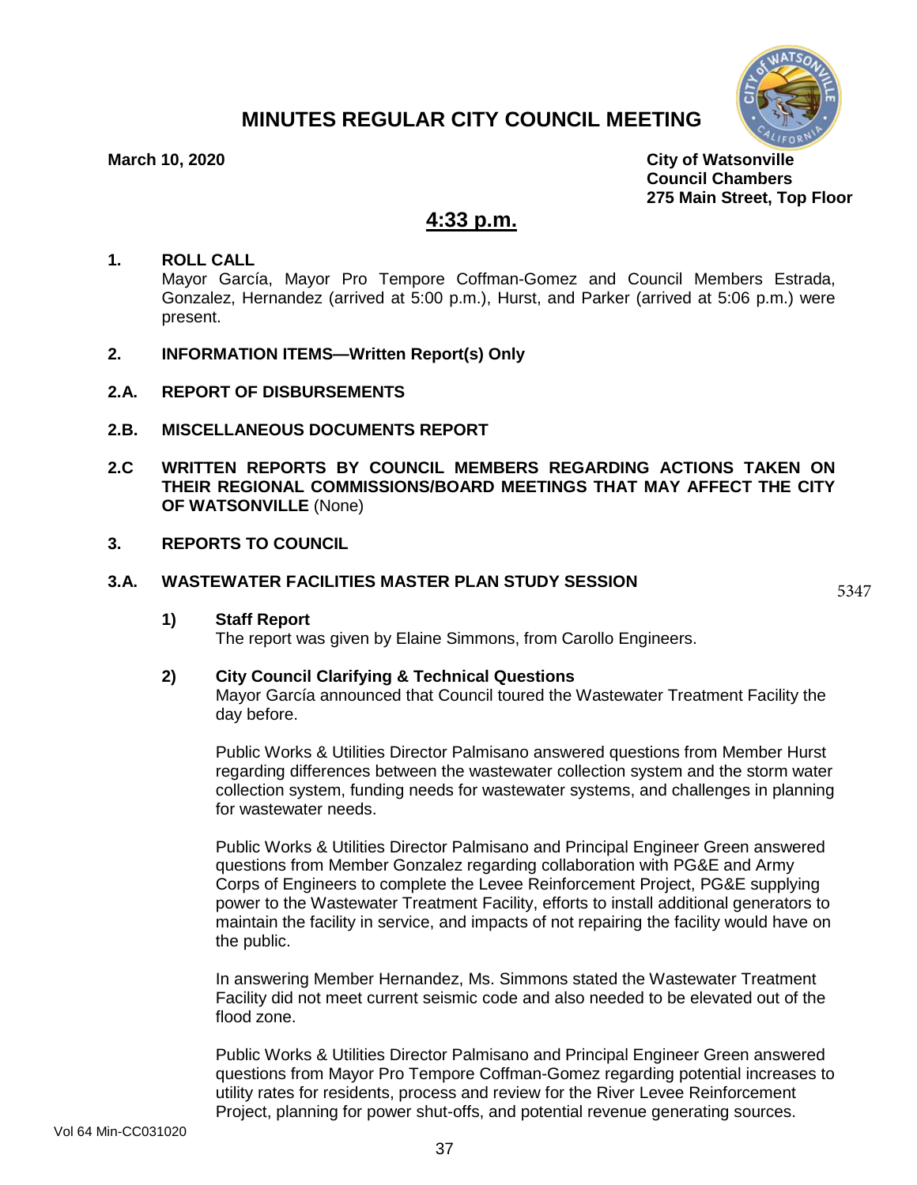# MINUTES REGULAR CITY COUNCIL MEETING

**March 10, 2020**

**City of Watsonville**
**Council Chambers**
**275 Main Street, Top Floor**

## 4:33 p.m.

**1. ROLL CALL**

Mayor García, Mayor Pro Tempore Coffman-Gomez and Council Members Estrada, Gonzalez, Hernandez (arrived at 5:00 p.m.), Hurst, and Parker (arrived at 5:06 p.m.) were present.

**2. INFORMATION ITEMS—Written Report(s) Only**

**2.A. REPORT OF DISBURSEMENTS**

**2.B. MISCELLANEOUS DOCUMENTS REPORT**

**2.C WRITTEN REPORTS BY COUNCIL MEMBERS REGARDING ACTIONS TAKEN ON THEIR REGIONAL COMMISSIONS/BOARD MEETINGS THAT MAY AFFECT THE CITY OF WATSONVILLE** (None)

**3. REPORTS TO COUNCIL**

**3.A. WASTEWATER FACILITIES MASTER PLAN STUDY SESSION**

5347

**1) Staff Report**

The report was given by Elaine Simmons, from Carollo Engineers.

**2) City Council Clarifying & Technical Questions**

Mayor García announced that Council toured the Wastewater Treatment Facility the day before.

Public Works & Utilities Director Palmisano answered questions from Member Hurst regarding differences between the wastewater collection system and the storm water collection system, funding needs for wastewater systems, and challenges in planning for wastewater needs.

Public Works & Utilities Director Palmisano and Principal Engineer Green answered questions from Member Gonzalez regarding collaboration with PG&E and Army Corps of Engineers to complete the Levee Reinforcement Project, PG&E supplying power to the Wastewater Treatment Facility, efforts to install additional generators to maintain the facility in service, and impacts of not repairing the facility would have on the public.

In answering Member Hernandez, Ms. Simmons stated the Wastewater Treatment Facility did not meet current seismic code and also needed to be elevated out of the flood zone.

Public Works & Utilities Director Palmisano and Principal Engineer Green answered questions from Mayor Pro Tempore Coffman-Gomez regarding potential increases to utility rates for residents, process and review for the River Levee Reinforcement Project, planning for power shut-offs, and potential revenue generating sources.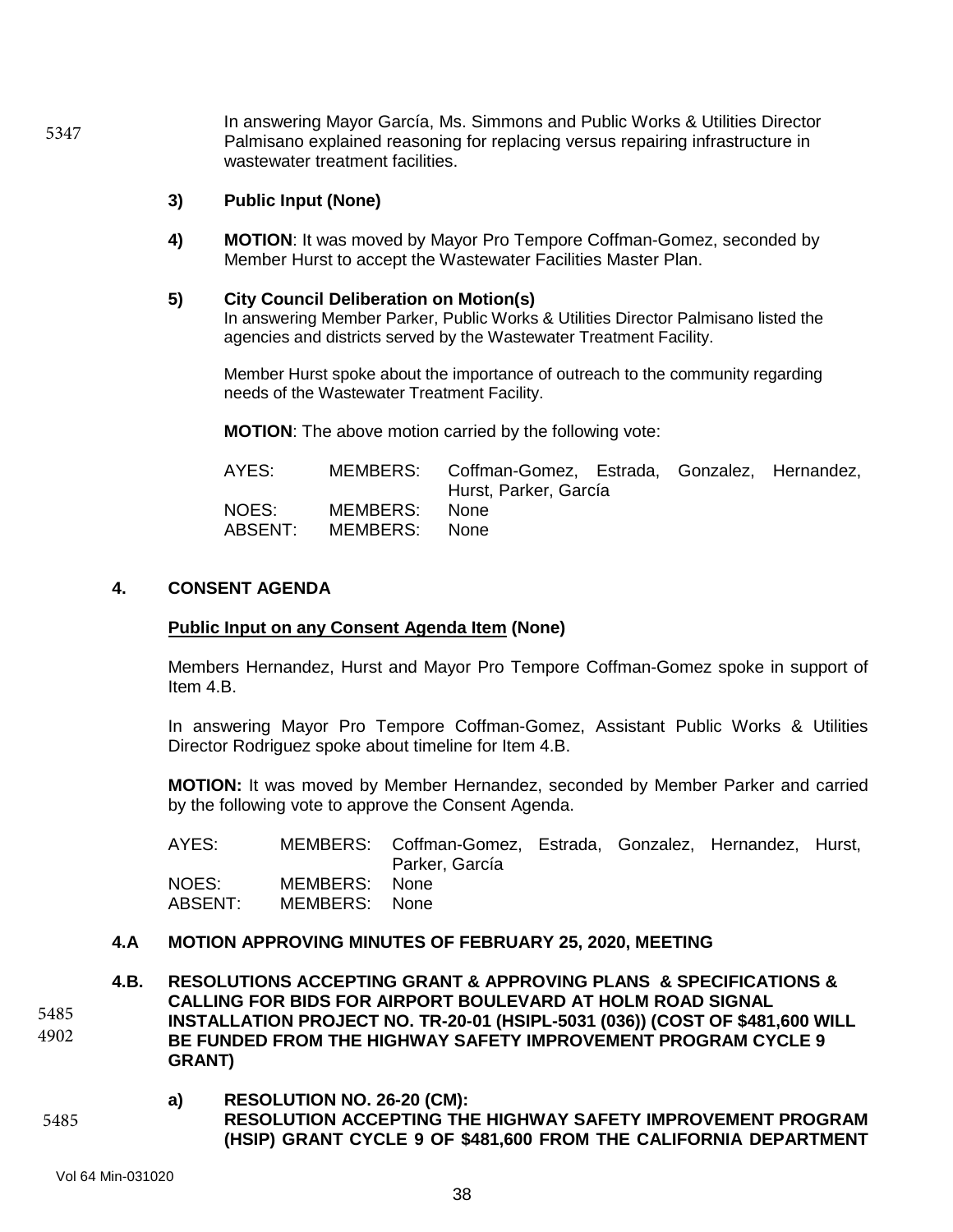5347

In answering Mayor García, Ms. Simmons and Public Works & Utilities Director Palmisano explained reasoning for replacing versus repairing infrastructure in wastewater treatment facilities.

**3) Public Input (None)**

**4) MOTION**: It was moved by Mayor Pro Tempore Coffman-Gomez, seconded by Member Hurst to accept the Wastewater Facilities Master Plan.

**5) City Council Deliberation on Motion(s)**

In answering Member Parker, Public Works & Utilities Director Palmisano listed the agencies and districts served by the Wastewater Treatment Facility.

Member Hurst spoke about the importance of outreach to the community regarding needs of the Wastewater Treatment Facility.

**MOTION**: The above motion carried by the following vote:

| | | |
|---|---|---|
| AYES: | MEMBERS: | Coffman-Gomez, Estrada, Gonzalez, Hernandez, Hurst, Parker, García |
| NOES: | MEMBERS: | None |
| ABSENT: | MEMBERS: | None |

## 4. CONSENT AGENDA

**Public Input on any Consent Agenda Item (None)**

Members Hernandez, Hurst and Mayor Pro Tempore Coffman-Gomez spoke in support of Item 4.B.

In answering Mayor Pro Tempore Coffman-Gomez, Assistant Public Works & Utilities Director Rodriguez spoke about timeline for Item 4.B.

**MOTION:** It was moved by Member Hernandez, seconded by Member Parker and carried by the following vote to approve the Consent Agenda.

| | | |
|---|---|---|
| AYES: | MEMBERS: | Coffman-Gomez, Estrada, Gonzalez, Hernandez, Hurst, Parker, García |
| NOES: | MEMBERS: | None |
| ABSENT: | MEMBERS: | None |

### 4.A MOTION APPROVING MINUTES OF FEBRUARY 25, 2020, MEETING

5485
4902

### 4.B. RESOLUTIONS ACCEPTING GRANT & APPROVING PLANS & SPECIFICATIONS & CALLING FOR BIDS FOR AIRPORT BOULEVARD AT HOLM ROAD SIGNAL INSTALLATION PROJECT NO. TR-20-01 (HSIPL-5031 (036)) (COST OF $481,600 WILL BE FUNDED FROM THE HIGHWAY SAFETY IMPROVEMENT PROGRAM CYCLE 9 GRANT)

5485

**a) RESOLUTION NO. 26-20 (CM):**
**RESOLUTION ACCEPTING THE HIGHWAY SAFETY IMPROVEMENT PROGRAM (HSIP) GRANT CYCLE 9 OF $481,600 FROM THE CALIFORNIA DEPARTMENT**

Vol 64 Min-031020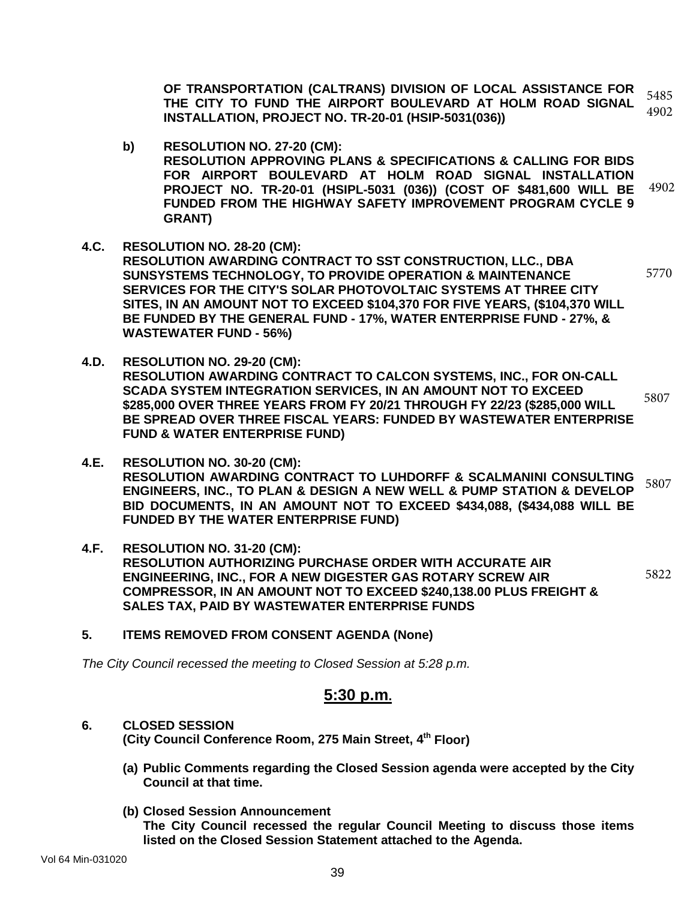**OF TRANSPORTATION (CALTRANS) DIVISION OF LOCAL ASSISTANCE FOR THE CITY TO FUND THE AIRPORT BOULEVARD AT HOLM ROAD SIGNAL INSTALLATION, PROJECT NO. TR-20-01 (HSIP-5031(036))** 5485 4902

**b) RESOLUTION NO. 27-20 (CM):**
**RESOLUTION APPROVING PLANS & SPECIFICATIONS & CALLING FOR BIDS FOR AIRPORT BOULEVARD AT HOLM ROAD SIGNAL INSTALLATION PROJECT NO. TR-20-01 (HSIPL-5031 (036)) (COST OF $481,600 WILL BE FUNDED FROM THE HIGHWAY SAFETY IMPROVEMENT PROGRAM CYCLE 9 GRANT)** 4902

**4.C. RESOLUTION NO. 28-20 (CM):**
**RESOLUTION AWARDING CONTRACT TO SST CONSTRUCTION, LLC., DBA SUNSYSTEMS TECHNOLOGY, TO PROVIDE OPERATION & MAINTENANCE SERVICES FOR THE CITY'S SOLAR PHOTOVOLTAIC SYSTEMS AT THREE CITY SITES, IN AN AMOUNT NOT TO EXCEED $104,370 FOR FIVE YEARS, ($104,370 WILL BE FUNDED BY THE GENERAL FUND - 17%, WATER ENTERPRISE FUND - 27%, & WASTEWATER FUND - 56%)** 5770

**4.D. RESOLUTION NO. 29-20 (CM):**
**RESOLUTION AWARDING CONTRACT TO CALCON SYSTEMS, INC., FOR ON-CALL SCADA SYSTEM INTEGRATION SERVICES, IN AN AMOUNT NOT TO EXCEED $285,000 OVER THREE YEARS FROM FY 20/21 THROUGH FY 22/23 ($285,000 WILL BE SPREAD OVER THREE FISCAL YEARS: FUNDED BY WASTEWATER ENTERPRISE FUND & WATER ENTERPRISE FUND)** 5807

**4.E. RESOLUTION NO. 30-20 (CM):**
**RESOLUTION AWARDING CONTRACT TO LUHDORFF & SCALMANINI CONSULTING ENGINEERS, INC., TO PLAN & DESIGN A NEW WELL & PUMP STATION & DEVELOP BID DOCUMENTS, IN AN AMOUNT NOT TO EXCEED $434,088, ($434,088 WILL BE FUNDED BY THE WATER ENTERPRISE FUND)** 5807

**4.F. RESOLUTION NO. 31-20 (CM):**
**RESOLUTION AUTHORIZING PURCHASE ORDER WITH ACCURATE AIR ENGINEERING, INC., FOR A NEW DIGESTER GAS ROTARY SCREW AIR COMPRESSOR, IN AN AMOUNT NOT TO EXCEED $240,138.00 PLUS FREIGHT & SALES TAX, PAID BY WASTEWATER ENTERPRISE FUNDS** 5822

**5. ITEMS REMOVED FROM CONSENT AGENDA (None)**

*The City Council recessed the meeting to Closed Session at 5:28 p.m.*

## 5:30 p.m.

**6. CLOSED SESSION**
**(City Council Conference Room, 275 Main Street, 4th Floor)**

**(a) Public Comments regarding the Closed Session agenda were accepted by the City Council at that time.**

**(b) Closed Session Announcement**
**The City Council recessed the regular Council Meeting to discuss those items listed on the Closed Session Statement attached to the Agenda.**

Vol 64 Min-031020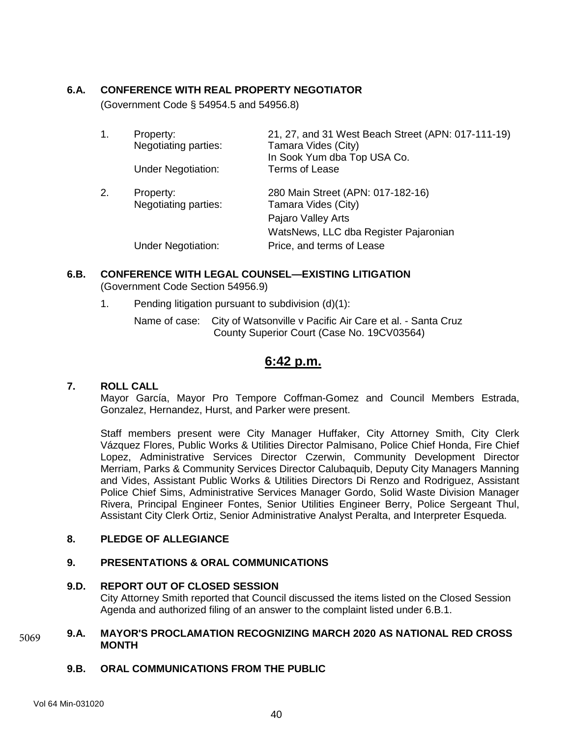## 6.A. CONFERENCE WITH REAL PROPERTY NEGOTIATOR

(Government Code § 54954.5 and 54956.8)

1. Property: 21, 27, and 31 West Beach Street (APN: 017-111-19)
   Negotiating parties: Tamara Vides (City)
   In Sook Yum dba Top USA Co.
   Under Negotiation: Terms of Lease

2. Property: 280 Main Street (APN: 017-182-16)
   Negotiating parties: Tamara Vides (City)
   Pajaro Valley Arts
   WatsNews, LLC dba Register Pajaronian
   Under Negotiation: Price, and terms of Lease

## 6.B. CONFERENCE WITH LEGAL COUNSEL—EXISTING LITIGATION

(Government Code Section 54956.9)

1. Pending litigation pursuant to subdivision (d)(1):

   Name of case: City of Watsonville v Pacific Air Care et al. - Santa Cruz County Superior Court (Case No. 19CV03564)

## 6:42 p.m.

## 7. ROLL CALL

Mayor García, Mayor Pro Tempore Coffman-Gomez and Council Members Estrada, Gonzalez, Hernandez, Hurst, and Parker were present.

Staff members present were City Manager Huffaker, City Attorney Smith, City Clerk Vázquez Flores, Public Works & Utilities Director Palmisano, Police Chief Honda, Fire Chief Lopez, Administrative Services Director Czerwin, Community Development Director Merriam, Parks & Community Services Director Calubaquib, Deputy City Managers Manning and Vides, Assistant Public Works & Utilities Directors Di Renzo and Rodriguez, Assistant Police Chief Sims, Administrative Services Manager Gordo, Solid Waste Division Manager Rivera, Principal Engineer Fontes, Senior Utilities Engineer Berry, Police Sergeant Thul, Assistant City Clerk Ortiz, Senior Administrative Analyst Peralta, and Interpreter Esqueda.

## 8. PLEDGE OF ALLEGIANCE

## 9. PRESENTATIONS & ORAL COMMUNICATIONS

## 9.D. REPORT OUT OF CLOSED SESSION

City Attorney Smith reported that Council discussed the items listed on the Closed Session Agenda and authorized filing of an answer to the complaint listed under 6.B.1.

5069

## 9.A. MAYOR'S PROCLAMATION RECOGNIZING MARCH 2020 AS NATIONAL RED CROSS MONTH

## 9.B. ORAL COMMUNICATIONS FROM THE PUBLIC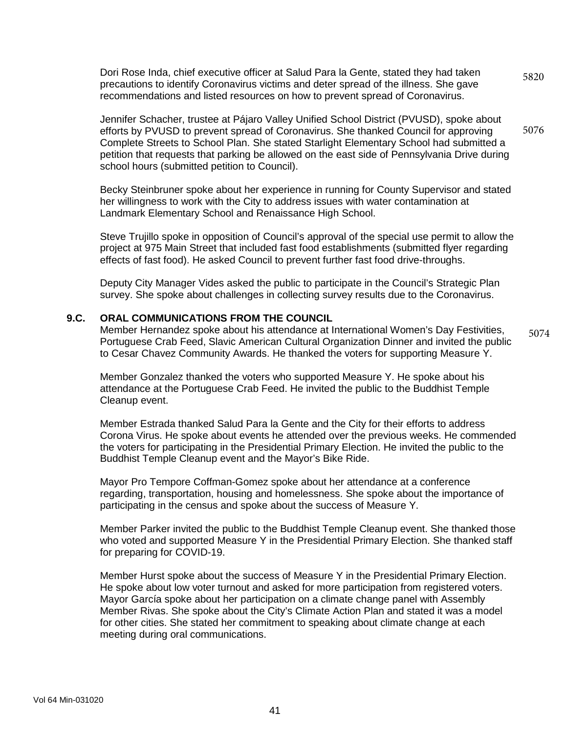Dori Rose Inda, chief executive officer at Salud Para la Gente, stated they had taken precautions to identify Coronavirus victims and deter spread of the illness. She gave recommendations and listed resources on how to prevent spread of Coronavirus. 5820

Jennifer Schacher, trustee at Pájaro Valley Unified School District (PVUSD), spoke about efforts by PVUSD to prevent spread of Coronavirus. She thanked Council for approving Complete Streets to School Plan. She stated Starlight Elementary School had submitted a petition that requests that parking be allowed on the east side of Pennsylvania Drive during school hours (submitted petition to Council). 5076

Becky Steinbruner spoke about her experience in running for County Supervisor and stated her willingness to work with the City to address issues with water contamination at Landmark Elementary School and Renaissance High School.

Steve Trujillo spoke in opposition of Council's approval of the special use permit to allow the project at 975 Main Street that included fast food establishments (submitted flyer regarding effects of fast food). He asked Council to prevent further fast food drive-throughs.

Deputy City Manager Vides asked the public to participate in the Council's Strategic Plan survey. She spoke about challenges in collecting survey results due to the Coronavirus.

**9.C. ORAL COMMUNICATIONS FROM THE COUNCIL**

Member Hernandez spoke about his attendance at International Women's Day Festivities, Portuguese Crab Feed, Slavic American Cultural Organization Dinner and invited the public to Cesar Chavez Community Awards. He thanked the voters for supporting Measure Y. 5074

Member Gonzalez thanked the voters who supported Measure Y. He spoke about his attendance at the Portuguese Crab Feed. He invited the public to the Buddhist Temple Cleanup event.

Member Estrada thanked Salud Para la Gente and the City for their efforts to address Corona Virus. He spoke about events he attended over the previous weeks. He commended the voters for participating in the Presidential Primary Election. He invited the public to the Buddhist Temple Cleanup event and the Mayor's Bike Ride.

Mayor Pro Tempore Coffman-Gomez spoke about her attendance at a conference regarding, transportation, housing and homelessness. She spoke about the importance of participating in the census and spoke about the success of Measure Y.

Member Parker invited the public to the Buddhist Temple Cleanup event. She thanked those who voted and supported Measure Y in the Presidential Primary Election. She thanked staff for preparing for COVID-19.

Member Hurst spoke about the success of Measure Y in the Presidential Primary Election. He spoke about low voter turnout and asked for more participation from registered voters. Mayor García spoke about her participation on a climate change panel with Assembly Member Rivas. She spoke about the City's Climate Action Plan and stated it was a model for other cities. She stated her commitment to speaking about climate change at each meeting during oral communications.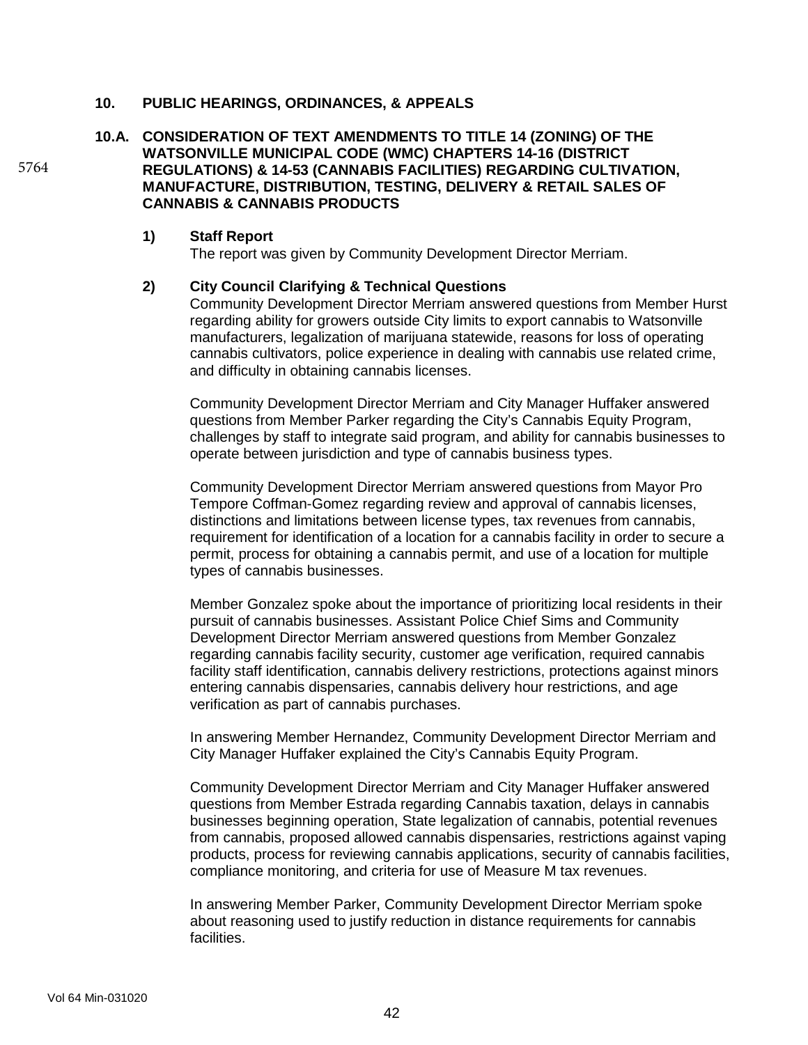## 10. PUBLIC HEARINGS, ORDINANCES, & APPEALS

5764

### 10.A. CONSIDERATION OF TEXT AMENDMENTS TO TITLE 14 (ZONING) OF THE WATSONVILLE MUNICIPAL CODE (WMC) CHAPTERS 14-16 (DISTRICT REGULATIONS) & 14-53 (CANNABIS FACILITIES) REGARDING CULTIVATION, MANUFACTURE, DISTRIBUTION, TESTING, DELIVERY & RETAIL SALES OF CANNABIS & CANNABIS PRODUCTS

**1) Staff Report**

The report was given by Community Development Director Merriam.

**2) City Council Clarifying & Technical Questions**

Community Development Director Merriam answered questions from Member Hurst regarding ability for growers outside City limits to export cannabis to Watsonville manufacturers, legalization of marijuana statewide, reasons for loss of operating cannabis cultivators, police experience in dealing with cannabis use related crime, and difficulty in obtaining cannabis licenses.

Community Development Director Merriam and City Manager Huffaker answered questions from Member Parker regarding the City's Cannabis Equity Program, challenges by staff to integrate said program, and ability for cannabis businesses to operate between jurisdiction and type of cannabis business types.

Community Development Director Merriam answered questions from Mayor Pro Tempore Coffman-Gomez regarding review and approval of cannabis licenses, distinctions and limitations between license types, tax revenues from cannabis, requirement for identification of a location for a cannabis facility in order to secure a permit, process for obtaining a cannabis permit, and use of a location for multiple types of cannabis businesses.

Member Gonzalez spoke about the importance of prioritizing local residents in their pursuit of cannabis businesses. Assistant Police Chief Sims and Community Development Director Merriam answered questions from Member Gonzalez regarding cannabis facility security, customer age verification, required cannabis facility staff identification, cannabis delivery restrictions, protections against minors entering cannabis dispensaries, cannabis delivery hour restrictions, and age verification as part of cannabis purchases.

In answering Member Hernandez, Community Development Director Merriam and City Manager Huffaker explained the City's Cannabis Equity Program.

Community Development Director Merriam and City Manager Huffaker answered questions from Member Estrada regarding Cannabis taxation, delays in cannabis businesses beginning operation, State legalization of cannabis, potential revenues from cannabis, proposed allowed cannabis dispensaries, restrictions against vaping products, process for reviewing cannabis applications, security of cannabis facilities, compliance monitoring, and criteria for use of Measure M tax revenues.

In answering Member Parker, Community Development Director Merriam spoke about reasoning used to justify reduction in distance requirements for cannabis facilities.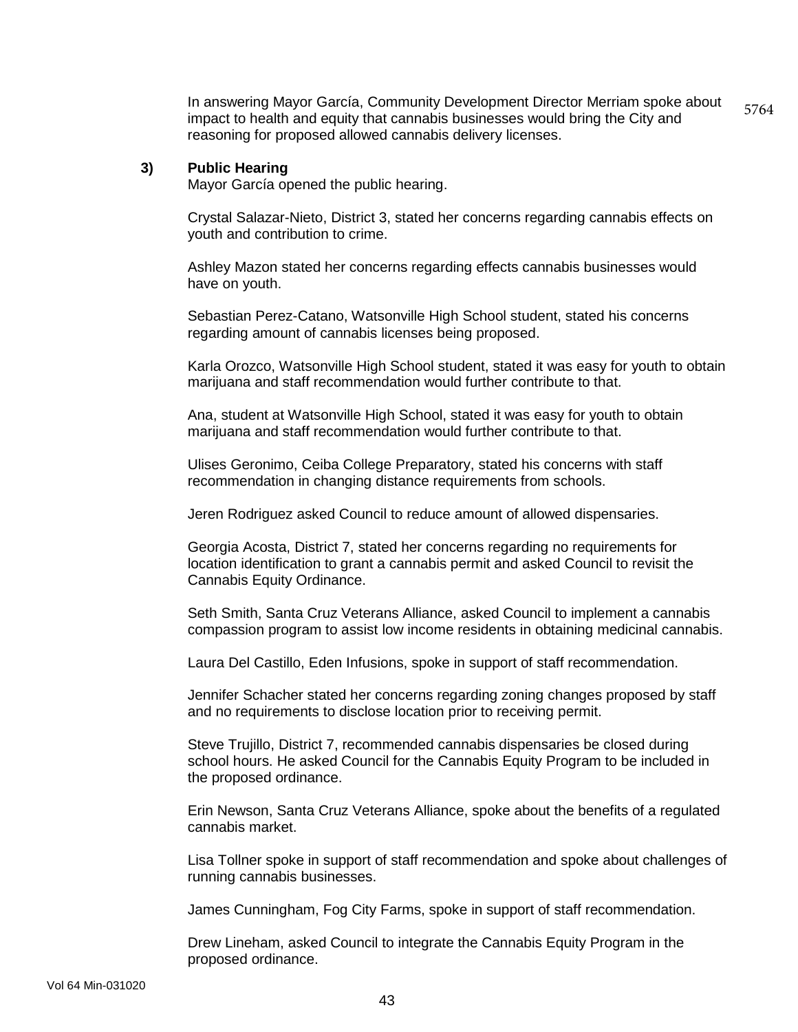In answering Mayor García, Community Development Director Merriam spoke about impact to health and equity that cannabis businesses would bring the City and reasoning for proposed allowed cannabis delivery licenses.

**3) Public Hearing**

Mayor García opened the public hearing.

Crystal Salazar-Nieto, District 3, stated her concerns regarding cannabis effects on youth and contribution to crime.

Ashley Mazon stated her concerns regarding effects cannabis businesses would have on youth.

Sebastian Perez-Catano, Watsonville High School student, stated his concerns regarding amount of cannabis licenses being proposed.

Karla Orozco, Watsonville High School student, stated it was easy for youth to obtain marijuana and staff recommendation would further contribute to that.

Ana, student at Watsonville High School, stated it was easy for youth to obtain marijuana and staff recommendation would further contribute to that.

Ulises Geronimo, Ceiba College Preparatory, stated his concerns with staff recommendation in changing distance requirements from schools.

Jeren Rodriguez asked Council to reduce amount of allowed dispensaries.

Georgia Acosta, District 7, stated her concerns regarding no requirements for location identification to grant a cannabis permit and asked Council to revisit the Cannabis Equity Ordinance.

Seth Smith, Santa Cruz Veterans Alliance, asked Council to implement a cannabis compassion program to assist low income residents in obtaining medicinal cannabis.

Laura Del Castillo, Eden Infusions, spoke in support of staff recommendation.

Jennifer Schacher stated her concerns regarding zoning changes proposed by staff and no requirements to disclose location prior to receiving permit.

Steve Trujillo, District 7, recommended cannabis dispensaries be closed during school hours. He asked Council for the Cannabis Equity Program to be included in the proposed ordinance.

Erin Newson, Santa Cruz Veterans Alliance, spoke about the benefits of a regulated cannabis market.

Lisa Tollner spoke in support of staff recommendation and spoke about challenges of running cannabis businesses.

James Cunningham, Fog City Farms, spoke in support of staff recommendation.

Drew Lineham, asked Council to integrate the Cannabis Equity Program in the proposed ordinance.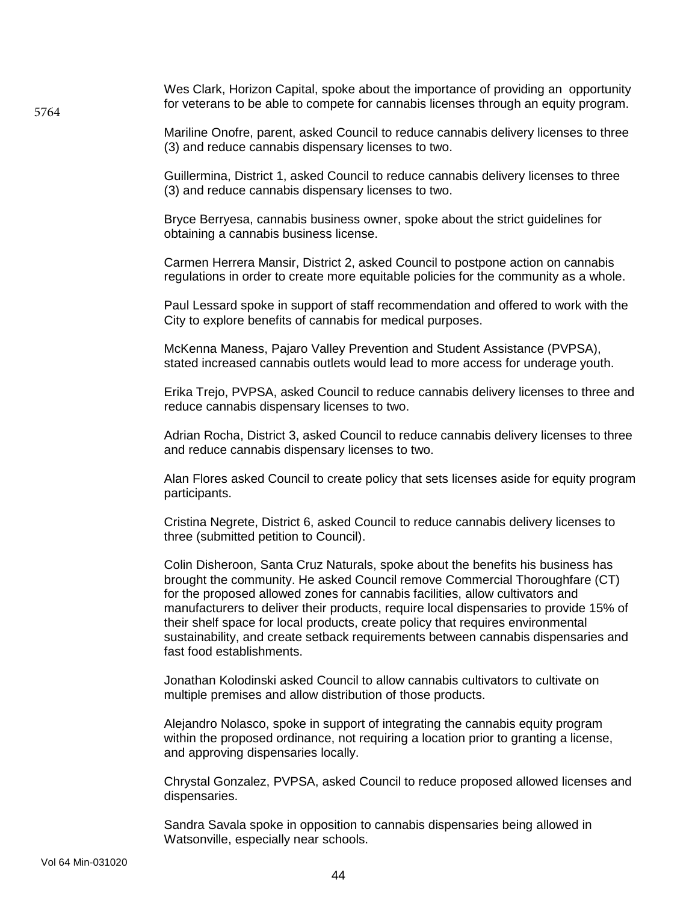Wes Clark, Horizon Capital, spoke about the importance of providing an opportunity for veterans to be able to compete for cannabis licenses through an equity program.

Mariline Onofre, parent, asked Council to reduce cannabis delivery licenses to three (3) and reduce cannabis dispensary licenses to two.

Guillermina, District 1, asked Council to reduce cannabis delivery licenses to three (3) and reduce cannabis dispensary licenses to two.

Bryce Berryesa, cannabis business owner, spoke about the strict guidelines for obtaining a cannabis business license.

Carmen Herrera Mansir, District 2, asked Council to postpone action on cannabis regulations in order to create more equitable policies for the community as a whole.

Paul Lessard spoke in support of staff recommendation and offered to work with the City to explore benefits of cannabis for medical purposes.

McKenna Maness, Pajaro Valley Prevention and Student Assistance (PVPSA), stated increased cannabis outlets would lead to more access for underage youth.

Erika Trejo, PVPSA, asked Council to reduce cannabis delivery licenses to three and reduce cannabis dispensary licenses to two.

Adrian Rocha, District 3, asked Council to reduce cannabis delivery licenses to three and reduce cannabis dispensary licenses to two.

Alan Flores asked Council to create policy that sets licenses aside for equity program participants.

Cristina Negrete, District 6, asked Council to reduce cannabis delivery licenses to three (submitted petition to Council).

Colin Disheroon, Santa Cruz Naturals, spoke about the benefits his business has brought the community. He asked Council remove Commercial Thoroughfare (CT) for the proposed allowed zones for cannabis facilities, allow cultivators and manufacturers to deliver their products, require local dispensaries to provide 15% of their shelf space for local products, create policy that requires environmental sustainability, and create setback requirements between cannabis dispensaries and fast food establishments.

Jonathan Kolodinski asked Council to allow cannabis cultivators to cultivate on multiple premises and allow distribution of those products.

Alejandro Nolasco, spoke in support of integrating the cannabis equity program within the proposed ordinance, not requiring a location prior to granting a license, and approving dispensaries locally.

Chrystal Gonzalez, PVPSA, asked Council to reduce proposed allowed licenses and dispensaries.

Sandra Savala spoke in opposition to cannabis dispensaries being allowed in Watsonville, especially near schools.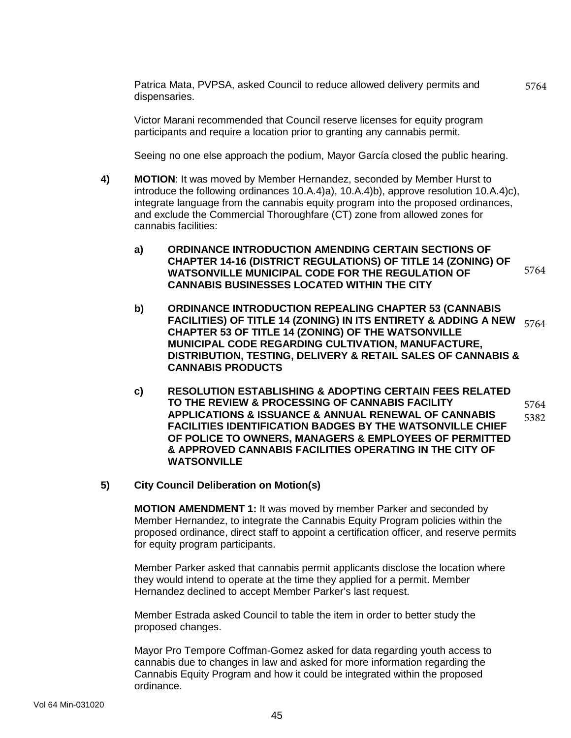Patrica Mata, PVPSA, asked Council to reduce allowed delivery permits and dispensaries. 5764

Victor Marani recommended that Council reserve licenses for equity program participants and require a location prior to granting any cannabis permit.

Seeing no one else approach the podium, Mayor García closed the public hearing.

**4)** **MOTION**: It was moved by Member Hernandez, seconded by Member Hurst to introduce the following ordinances 10.A.4)a), 10.A.4)b), approve resolution 10.A.4)c), integrate language from the cannabis equity program into the proposed ordinances, and exclude the Commercial Thoroughfare (CT) zone from allowed zones for cannabis facilities:

**a)** **ORDINANCE INTRODUCTION AMENDING CERTAIN SECTIONS OF CHAPTER 14-16 (DISTRICT REGULATIONS) OF TITLE 14 (ZONING) OF WATSONVILLE MUNICIPAL CODE FOR THE REGULATION OF CANNABIS BUSINESSES LOCATED WITHIN THE CITY** 5764

**b)** **ORDINANCE INTRODUCTION REPEALING CHAPTER 53 (CANNABIS FACILITIES) OF TITLE 14 (ZONING) IN ITS ENTIRETY & ADDING A NEW CHAPTER 53 OF TITLE 14 (ZONING) OF THE WATSONVILLE MUNICIPAL CODE REGARDING CULTIVATION, MANUFACTURE, DISTRIBUTION, TESTING, DELIVERY & RETAIL SALES OF CANNABIS & CANNABIS PRODUCTS** 5764

**c)** **RESOLUTION ESTABLISHING & ADOPTING CERTAIN FEES RELATED TO THE REVIEW & PROCESSING OF CANNABIS FACILITY APPLICATIONS & ISSUANCE & ANNUAL RENEWAL OF CANNABIS FACILITIES IDENTIFICATION BADGES BY THE WATSONVILLE CHIEF OF POLICE TO OWNERS, MANAGERS & EMPLOYEES OF PERMITTED & APPROVED CANNABIS FACILITIES OPERATING IN THE CITY OF WATSONVILLE** 5764 5382

**5)** **City Council Deliberation on Motion(s)**

**MOTION AMENDMENT 1:** It was moved by member Parker and seconded by Member Hernandez, to integrate the Cannabis Equity Program policies within the proposed ordinance, direct staff to appoint a certification officer, and reserve permits for equity program participants.

Member Parker asked that cannabis permit applicants disclose the location where they would intend to operate at the time they applied for a permit. Member Hernandez declined to accept Member Parker's last request.

Member Estrada asked Council to table the item in order to better study the proposed changes.

Mayor Pro Tempore Coffman-Gomez asked for data regarding youth access to cannabis due to changes in law and asked for more information regarding the Cannabis Equity Program and how it could be integrated within the proposed ordinance.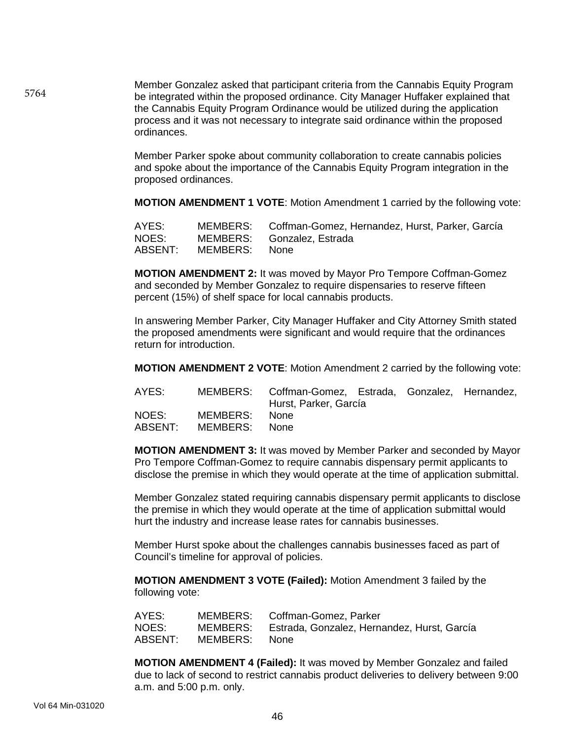Member Gonzalez asked that participant criteria from the Cannabis Equity Program be integrated within the proposed ordinance. City Manager Huffaker explained that the Cannabis Equity Program Ordinance would be utilized during the application process and it was not necessary to integrate said ordinance within the proposed ordinances.

Member Parker spoke about community collaboration to create cannabis policies and spoke about the importance of the Cannabis Equity Program integration in the proposed ordinances.

**MOTION AMENDMENT 1 VOTE**: Motion Amendment 1 carried by the following vote:

| | | |
|---|---|---|
| AYES: | MEMBERS: | Coffman-Gomez, Hernandez, Hurst, Parker, García |
| NOES: | MEMBERS: | Gonzalez, Estrada |
| ABSENT: | MEMBERS: | None |

**MOTION AMENDMENT 2:** It was moved by Mayor Pro Tempore Coffman-Gomez and seconded by Member Gonzalez to require dispensaries to reserve fifteen percent (15%) of shelf space for local cannabis products.

In answering Member Parker, City Manager Huffaker and City Attorney Smith stated the proposed amendments were significant and would require that the ordinances return for introduction.

**MOTION AMENDMENT 2 VOTE**: Motion Amendment 2 carried by the following vote:

| | | |
|---|---|---|
| AYES: | MEMBERS: | Coffman-Gomez, Estrada, Gonzalez, Hernandez, Hurst, Parker, García |
| NOES: | MEMBERS: | None |
| ABSENT: | MEMBERS: | None |

**MOTION AMENDMENT 3:** It was moved by Member Parker and seconded by Mayor Pro Tempore Coffman-Gomez to require cannabis dispensary permit applicants to disclose the premise in which they would operate at the time of application submittal.

Member Gonzalez stated requiring cannabis dispensary permit applicants to disclose the premise in which they would operate at the time of application submittal would hurt the industry and increase lease rates for cannabis businesses.

Member Hurst spoke about the challenges cannabis businesses faced as part of Council's timeline for approval of policies.

**MOTION AMENDMENT 3 VOTE (Failed):** Motion Amendment 3 failed by the following vote:

| | | |
|---|---|---|
| AYES: | MEMBERS: | Coffman-Gomez, Parker |
| NOES: | MEMBERS: | Estrada, Gonzalez, Hernandez, Hurst, García |
| ABSENT: | MEMBERS: | None |

**MOTION AMENDMENT 4 (Failed):** It was moved by Member Gonzalez and failed due to lack of second to restrict cannabis product deliveries to delivery between 9:00 a.m. and 5:00 p.m. only.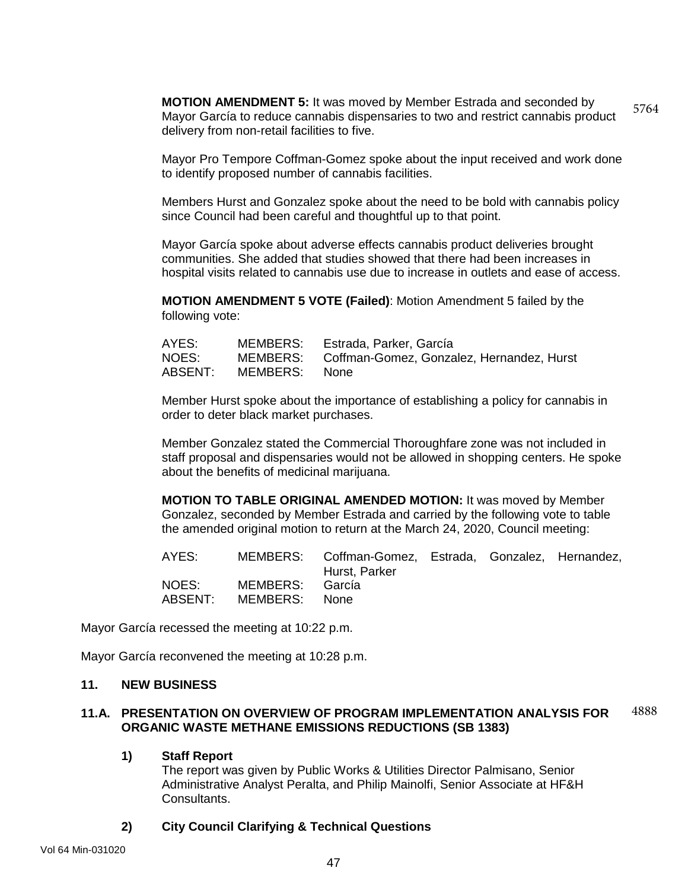**MOTION AMENDMENT 5:** It was moved by Member Estrada and seconded by Mayor García to reduce cannabis dispensaries to two and restrict cannabis product delivery from non-retail facilities to five. 5764

Mayor Pro Tempore Coffman-Gomez spoke about the input received and work done to identify proposed number of cannabis facilities.

Members Hurst and Gonzalez spoke about the need to be bold with cannabis policy since Council had been careful and thoughtful up to that point.

Mayor García spoke about adverse effects cannabis product deliveries brought communities. She added that studies showed that there had been increases in hospital visits related to cannabis use due to increase in outlets and ease of access.

**MOTION AMENDMENT 5 VOTE (Failed)**: Motion Amendment 5 failed by the following vote:

| | | |
|---|---|---|
| AYES: | MEMBERS: | Estrada, Parker, García |
| NOES: | MEMBERS: | Coffman-Gomez, Gonzalez, Hernandez, Hurst |
| ABSENT: | MEMBERS: | None |

Member Hurst spoke about the importance of establishing a policy for cannabis in order to deter black market purchases.

Member Gonzalez stated the Commercial Thoroughfare zone was not included in staff proposal and dispensaries would not be allowed in shopping centers. He spoke about the benefits of medicinal marijuana.

**MOTION TO TABLE ORIGINAL AMENDED MOTION:** It was moved by Member Gonzalez, seconded by Member Estrada and carried by the following vote to table the amended original motion to return at the March 24, 2020, Council meeting:

| | | |
|---|---|---|
| AYES: | MEMBERS: | Coffman-Gomez, Estrada, Gonzalez, Hernandez, Hurst, Parker |
| NOES: | MEMBERS: | García |
| ABSENT: | MEMBERS: | None |

Mayor García recessed the meeting at 10:22 p.m.

Mayor García reconvened the meeting at 10:28 p.m.

## 11. NEW BUSINESS

### 11.A. PRESENTATION ON OVERVIEW OF PROGRAM IMPLEMENTATION ANALYSIS FOR ORGANIC WASTE METHANE EMISSIONS REDUCTIONS (SB 1383) 4888

**1) Staff Report**

The report was given by Public Works & Utilities Director Palmisano, Senior Administrative Analyst Peralta, and Philip Mainolfi, Senior Associate at HF&H Consultants.

**2) City Council Clarifying & Technical Questions**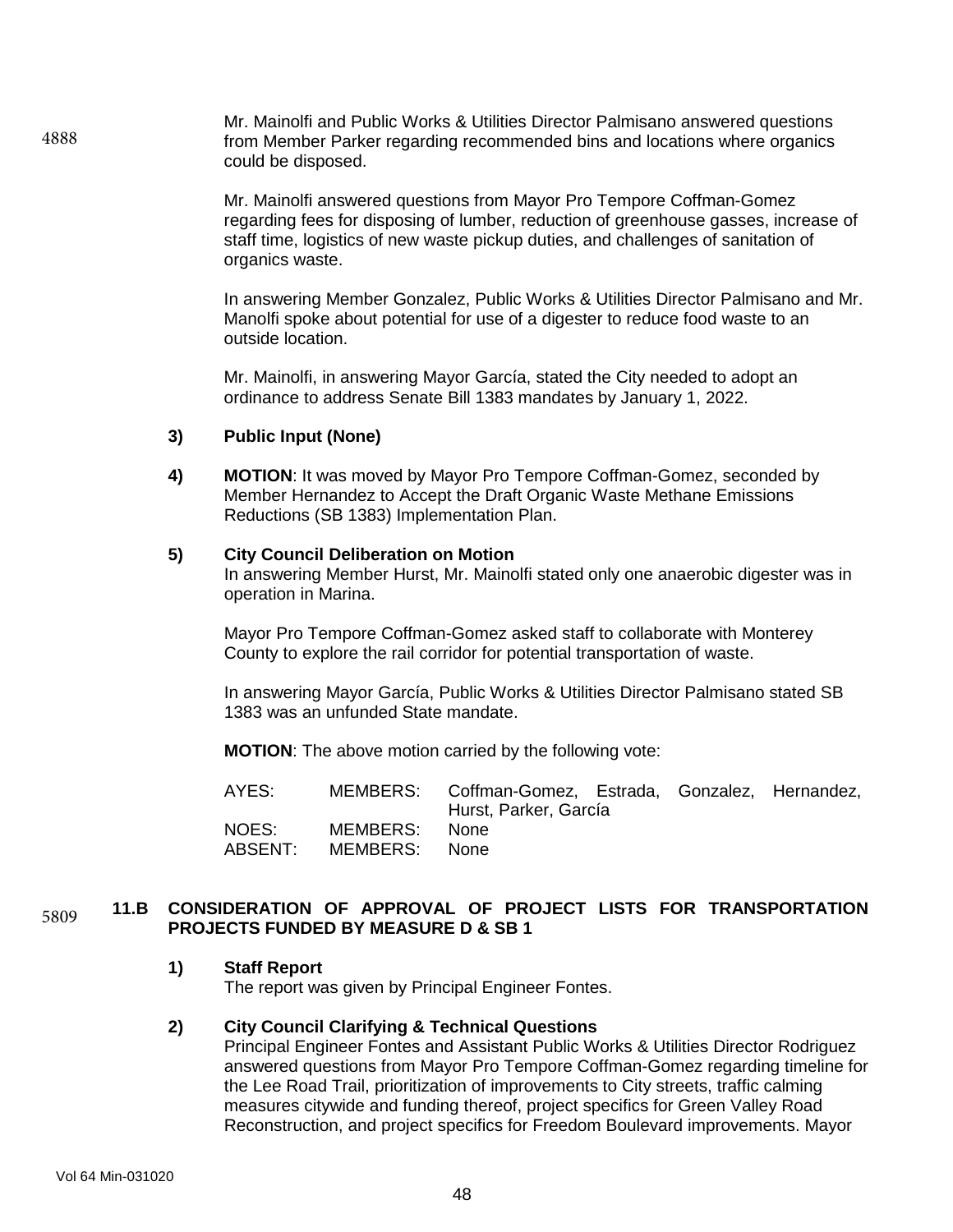4888

Mr. Mainolfi and Public Works & Utilities Director Palmisano answered questions from Member Parker regarding recommended bins and locations where organics could be disposed.

Mr. Mainolfi answered questions from Mayor Pro Tempore Coffman-Gomez regarding fees for disposing of lumber, reduction of greenhouse gasses, increase of staff time, logistics of new waste pickup duties, and challenges of sanitation of organics waste.

In answering Member Gonzalez, Public Works & Utilities Director Palmisano and Mr. Manolfi spoke about potential for use of a digester to reduce food waste to an outside location.

Mr. Mainolfi, in answering Mayor García, stated the City needed to adopt an ordinance to address Senate Bill 1383 mandates by January 1, 2022.

**3) Public Input (None)**

**4) MOTION**: It was moved by Mayor Pro Tempore Coffman-Gomez, seconded by Member Hernandez to Accept the Draft Organic Waste Methane Emissions Reductions (SB 1383) Implementation Plan.

**5) City Council Deliberation on Motion**

In answering Member Hurst, Mr. Mainolfi stated only one anaerobic digester was in operation in Marina.

Mayor Pro Tempore Coffman-Gomez asked staff to collaborate with Monterey County to explore the rail corridor for potential transportation of waste.

In answering Mayor García, Public Works & Utilities Director Palmisano stated SB 1383 was an unfunded State mandate.

**MOTION**: The above motion carried by the following vote:

| | | |
|---|---|---|
| AYES: | MEMBERS: | Coffman-Gomez, Estrada, Gonzalez, Hernandez, Hurst, Parker, García |
| NOES: | MEMBERS: | None |
| ABSENT: | MEMBERS: | None |

5809

## 11.B CONSIDERATION OF APPROVAL OF PROJECT LISTS FOR TRANSPORTATION PROJECTS FUNDED BY MEASURE D & SB 1

**1) Staff Report**

The report was given by Principal Engineer Fontes.

**2) City Council Clarifying & Technical Questions**

Principal Engineer Fontes and Assistant Public Works & Utilities Director Rodriguez answered questions from Mayor Pro Tempore Coffman-Gomez regarding timeline for the Lee Road Trail, prioritization of improvements to City streets, traffic calming measures citywide and funding thereof, project specifics for Green Valley Road Reconstruction, and project specifics for Freedom Boulevard improvements. Mayor

Vol 64 Min-031020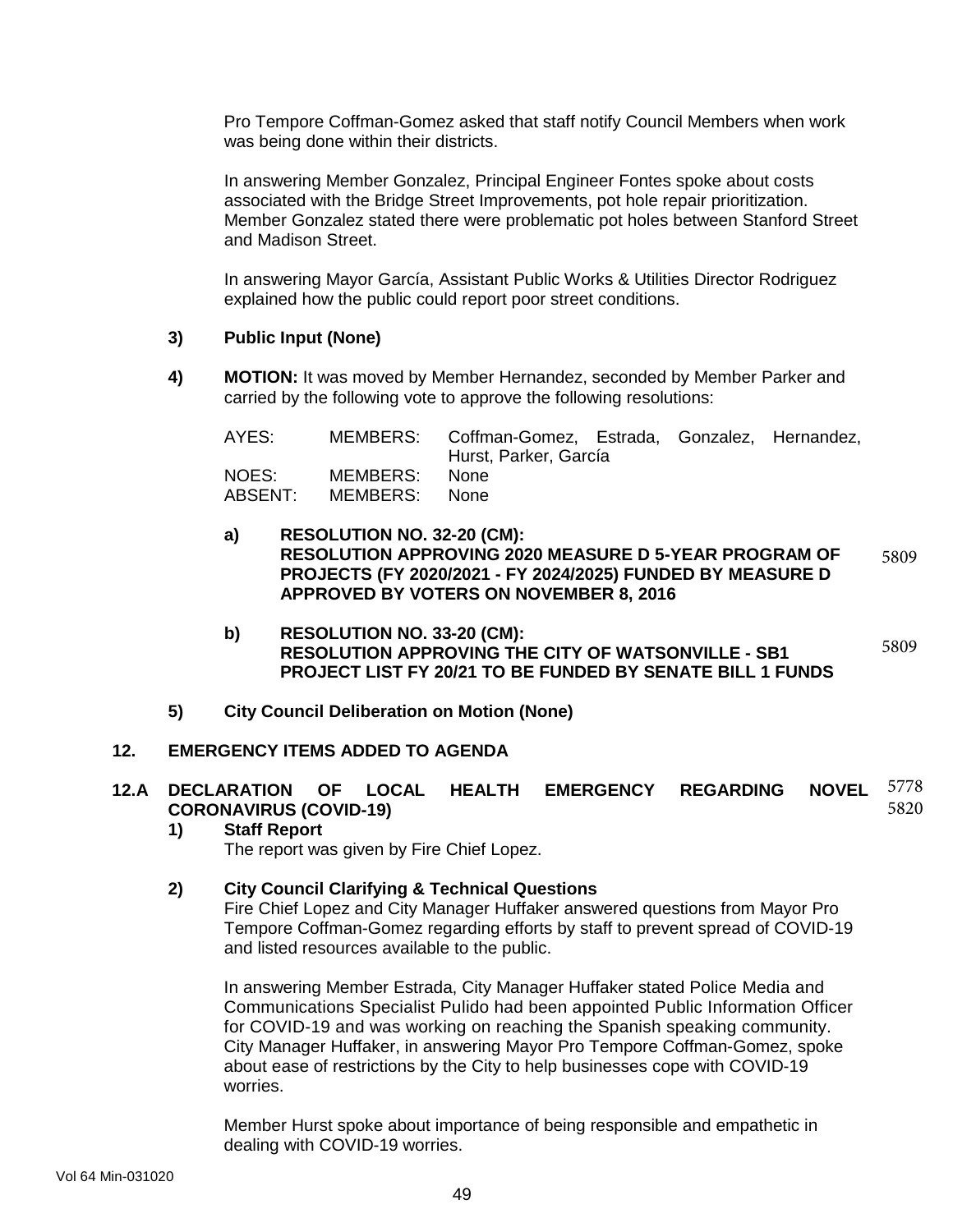Pro Tempore Coffman-Gomez asked that staff notify Council Members when work was being done within their districts.

In answering Member Gonzalez, Principal Engineer Fontes spoke about costs associated with the Bridge Street Improvements, pot hole repair prioritization. Member Gonzalez stated there were problematic pot holes between Stanford Street and Madison Street.

In answering Mayor García, Assistant Public Works & Utilities Director Rodriguez explained how the public could report poor street conditions.

**3) Public Input (None)**

**4) MOTION:** It was moved by Member Hernandez, seconded by Member Parker and carried by the following vote to approve the following resolutions:

| | | |
|---|---|---|
| AYES: | MEMBERS: | Coffman-Gomez, Estrada, Gonzalez, Hernandez, Hurst, Parker, García |
| NOES: | MEMBERS: | None |
| ABSENT: | MEMBERS: | None |

**a) RESOLUTION NO. 32-20 (CM): RESOLUTION APPROVING 2020 MEASURE D 5-YEAR PROGRAM OF PROJECTS (FY 2020/2021 - FY 2024/2025) FUNDED BY MEASURE D APPROVED BY VOTERS ON NOVEMBER 8, 2016** 5809

**b) RESOLUTION NO. 33-20 (CM): RESOLUTION APPROVING THE CITY OF WATSONVILLE - SB1 PROJECT LIST FY 20/21 TO BE FUNDED BY SENATE BILL 1 FUNDS** 5809

**5) City Council Deliberation on Motion (None)**

## 12. EMERGENCY ITEMS ADDED TO AGENDA

### 12.A DECLARATION OF LOCAL HEALTH EMERGENCY REGARDING NOVEL CORONAVIRUS (COVID-19) 5778 5820

**1) Staff Report**

The report was given by Fire Chief Lopez.

**2) City Council Clarifying & Technical Questions**

Fire Chief Lopez and City Manager Huffaker answered questions from Mayor Pro Tempore Coffman-Gomez regarding efforts by staff to prevent spread of COVID-19 and listed resources available to the public.

In answering Member Estrada, City Manager Huffaker stated Police Media and Communications Specialist Pulido had been appointed Public Information Officer for COVID-19 and was working on reaching the Spanish speaking community. City Manager Huffaker, in answering Mayor Pro Tempore Coffman-Gomez, spoke about ease of restrictions by the City to help businesses cope with COVID-19 worries.

Member Hurst spoke about importance of being responsible and empathetic in dealing with COVID-19 worries.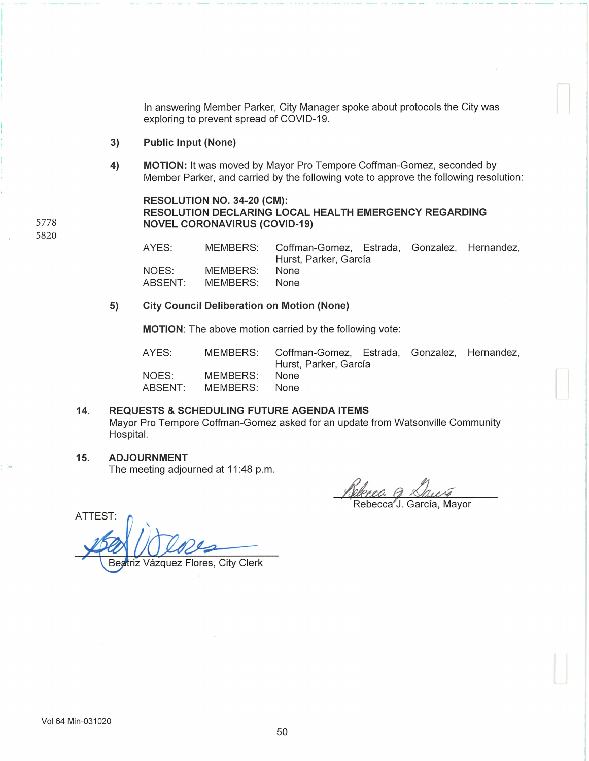In answering Member Parker, City Manager spoke about protocols the City was exploring to prevent spread of COVID-19.

3) **Public Input (None)**

4) **MOTION:** It was moved by Mayor Pro Tempore Coffman-Gomez, seconded by Member Parker, and carried by the following vote to approve the following resolution:

5778
5820

**RESOLUTION NO. 34-20 (CM):**
**RESOLUTION DECLARING LOCAL HEALTH EMERGENCY REGARDING NOVEL CORONAVIRUS (COVID-19)**

| | | |
|---|---|---|
| AYES: | MEMBERS: | Coffman-Gomez, Estrada, Gonzalez, Hernandez, Hurst, Parker, García |
| NOES: | MEMBERS: | None |
| ABSENT: | MEMBERS: | None |

5) **City Council Deliberation on Motion (None)**

**MOTION**: The above motion carried by the following vote:

| | | |
|---|---|---|
| AYES: | MEMBERS: | Coffman-Gomez, Estrada, Gonzalez, Hernandez, Hurst, Parker, García |
| NOES: | MEMBERS: | None |
| ABSENT: | MEMBERS: | None |

## 14. REQUESTS & SCHEDULING FUTURE AGENDA ITEMS

Mayor Pro Tempore Coffman-Gomez asked for an update from Watsonville Community Hospital.

## 15. ADJOURNMENT

The meeting adjourned at 11:48 p.m.

Rebecca J. García, Mayor

ATTEST:

Beatriz Vázquez Flores, City Clerk

Vol 64 Min-031020